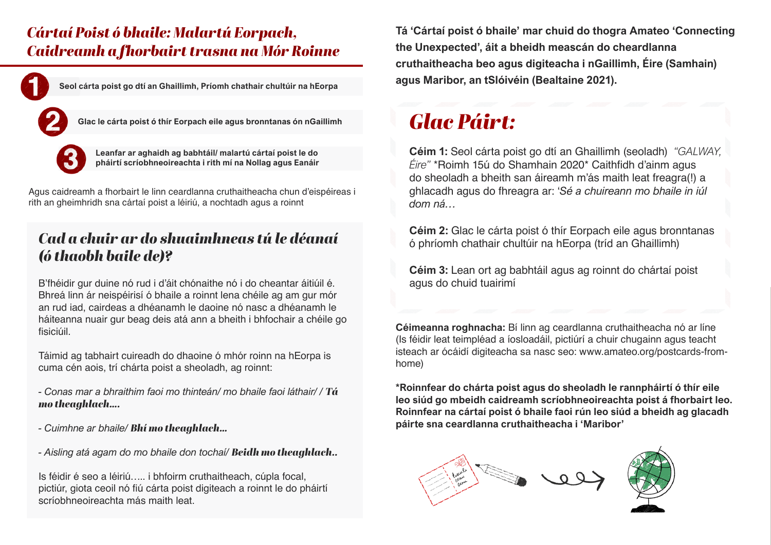# *Cártaí Poist ó bhaile: Malartú Eorpach, Caidreamh a fhorbairt trasna na Mór Roinne*

1. **Seol cárta poist go dtí an Ghaillimh, Príomh chathair chultúir na hEorpa**
2. **Glac le cárta poist ó thír Eorpach eile agus bronntanas ón nGaillimh**
3. **Leanfar ar aghaidh ag babhtáil/ malartú cártaí poist le do pháirtí scríobhneoireachta i rith mí na Nollag agus Eanáir**

Agus caidreamh a fhorbairt le linn ceardlanna cruthaitheacha chun d'eispéireas i rith an gheimhridh sna cártaí poist a léiriú, a nochtadh agus a roinnt

## *Cad a chuir ar do shuaimhneas tú le déanaí (ó thaobh baile de)?*

B'fhéidir gur duine nó rud i d'áit chónaithe nó i do cheantar áitiúil é. Bhreá linn ár neispéirisí ó bhaile a roinnt lena chéile ag am gur mór an rud iad, cairdeas a dhéanamh le daoine nó nasc a dhéanamh le háiteanna nuair gur beag deis atá ann a bheith i bhfochair a chéile go fisiciúil.

Táimid ag tabhairt cuireadh do dhaoine ó mhór roinn na hEorpa is cuma cén aois, trí chárta poist a sheoladh, ag roinnt:

- *Conas mar a bhraithim faoi mo thinteán/ mo bhaile faoi láthair/ / **Tá mo theaghlach….***

- *Cuimhne ar bhaile/ **Bhí mo theaghlach…***

- *Aisling atá agam do mo bhaile don tochaí/ **Beidh mo theaghlach..***

Is féidir é seo a léiriú….. i bhfoirm cruthaitheach, cúpla focal, pictiúr, giota ceoil nó fiú cárta poist digiteach a roinnt le do pháirtí scríobhneoireachta más maith leat.

**Tá 'Cártaí poist ó bhaile' mar chuid do thogra Amateo 'Connecting the Unexpected', áit a bheidh meascán do cheardlanna cruthaitheacha beo agus digiteacha i nGaillimh, Éire (Samhain) agus Maribor, an tSlóivéin (Bealtaine 2021).**

## *Glac Páirt:*

**Céim 1:** Seol cárta poist go dtí an Ghaillimh (seoladh) *"GALWAY, Éire"* *Roimh 15ú do Shamhain 2020* Caithfidh d'ainm agus do sheoladh a bheith san áireamh m'ás maith leat freagra(!) a ghlacadh agus do fhreagra ar: '*Sé a chuireann mo bhaile in iúl dom ná…*

**Céim 2:** Glac le cárta poist ó thír Eorpach eile agus bronntanas ó phríomh chathair chultúir na hEorpa (tríd an Ghaillimh)

**Céim 3:** Lean ort ag babhtáil agus ag roinnt do chártaí poist agus do chuid tuairimí

**Céimeanna roghnacha:** Bí linn ag ceardlanna cruthaitheacha nó ar líne (Is féidir leat teimpléad a íosloadáil, pictiúrí a chur chugainn agus teacht isteach ar ócáidí digiteacha sa nasc seo: www.amateo.org/postcards-from-home)

**\*Roinnfear do chárta poist agus do sheoladh le rannpháirtí ó thír eile leo siúd go mbeidh caidreamh scríobhneoireachta poist á fhorbairt leo. Roinnfear na cártaí poist ó bhaile faoi rún leo siúd a bheidh ag glacadh páirte sna ceardlanna cruthaitheacha i 'Maribor'**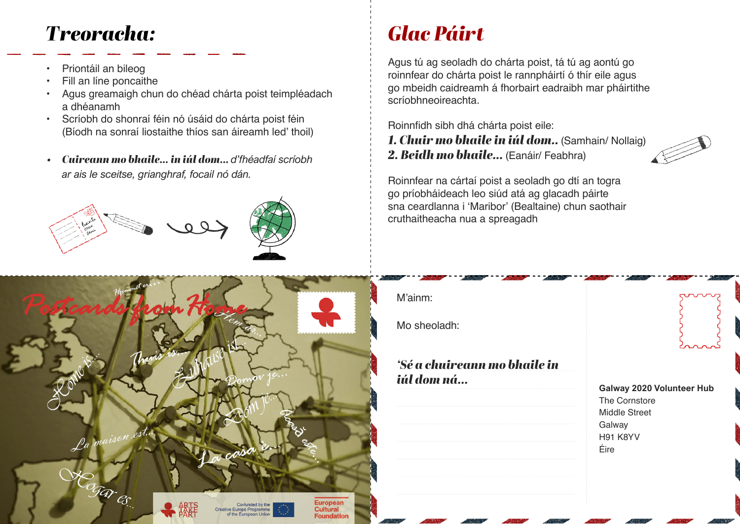# Treoracha:

- Priontáil an bileog
- Fill an líne poncaithe
- Agus greamaigh chun do chéad chárta poist teimpléadach a dhéanamh
- Scríobh do shonraí féin nó úsáid do chárta poist féin (Bíodh na sonraí liostaithe thíos san áireamh led' thoil)
- ***Cuireann mo bhaile... in iúl dom...*** *d'fhéadfaí scríobh ar ais le sceitse, grianghraf, focail nó dán.*

# Glac Páirt

Agus tú ag seoladh do chárta poist, tá tú ag aontú go roinnfear do chárta poist le rannpháirtí ó thír eile agus go mbeidh caidreamh á fhorbairt eadraibh mar pháirtithe scríobhneoireachta.

Roinnfidh sibh dhá chárta poist eile:

**1. Chuir mo bhaile in iúl dom..** (Samhain/ Nollaig)
**2. Beidh mo bhaile...** (Eanáir/ Feabhra)

Roinnfear na cártaí poist a seoladh go dtí an togra go príobháideach leo siúd atá ag glacadh páirte sna ceardlanna i 'Maribor' (Bealtaine) chun saothair chruthaitheacha nua a spreagadh

Postcards from Home

Hjemmet er...

Hem är...

Home is...

This is...

Zuhause ist...

Domov je...

Dom je...

La maison est...

Acasă este...

La casa è...

Hogar es...

ARTS TAKE PART

Co-funded by the Creative Europe Programme of the European Union

European Cultural Foundation

M'ainm:

Mo sheoladh:

***'Sé a chuireann mo bhaile in iúl dom ná...***

**Galway 2020 Volunteer Hub**
The Cornstore
Middle Street
Galway
H91 K8YV
Éire